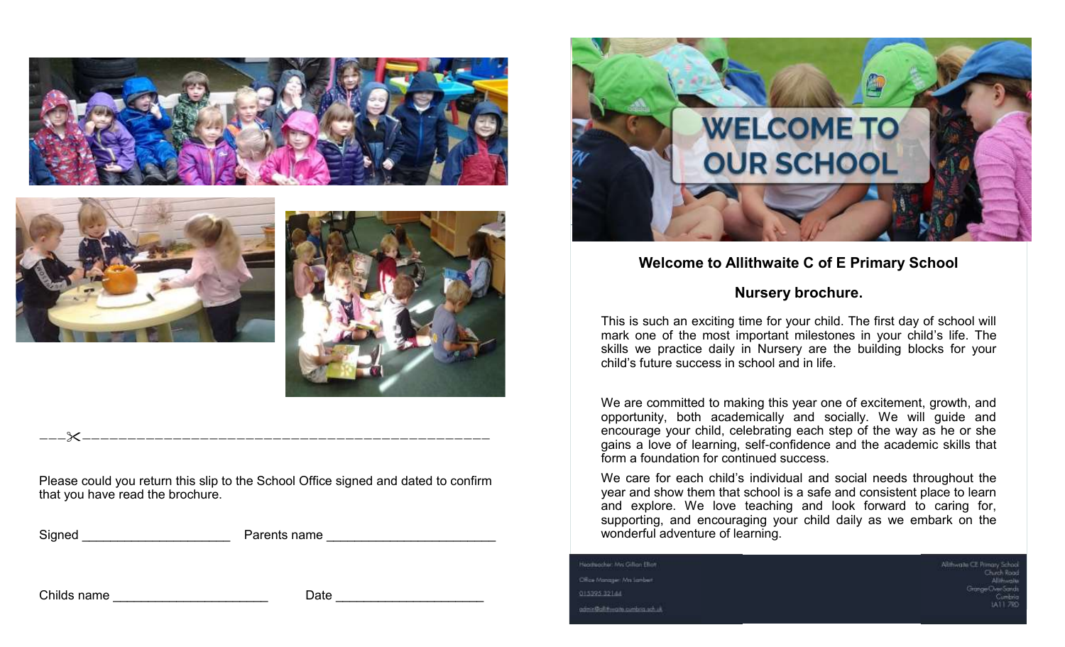---✂-----------------------------------------------

Please could you return this slip to the School Office signed and dated to confirm that you have read the brochure.

Signed ____________________ Parents name ______________________

Childs name _____________________ Date ____________________

WELCOME TO OUR SCHOOL

**Welcome to Allithwaite C of E Primary School**

**Nursery brochure.**

This is such an exciting time for your child. The first day of school will mark one of the most important milestones in your child's life. The skills we practice daily in Nursery are the building blocks for your child's future success in school and in life.

We are committed to making this year one of excitement, growth, and opportunity, both academically and socially. We will guide and encourage your child, celebrating each step of the way as he or she gains a love of learning, self-confidence and the academic skills that form a foundation for continued success.

We care for each child's individual and social needs throughout the year and show them that school is a safe and consistent place to learn and explore. We love teaching and look forward to caring for, supporting, and encouraging your child daily as we embark on the wonderful adventure of learning.

Headteacher: Mrs Gillian Elliott
Office Manager: Mrs Lambert
015395 32144
admin@allithwaite.cumbria.sch.uk

Allithwaite CE Primary School
Church Road
Allithwaite
Grange-Over-Sands
Cumbria
LA11 7RD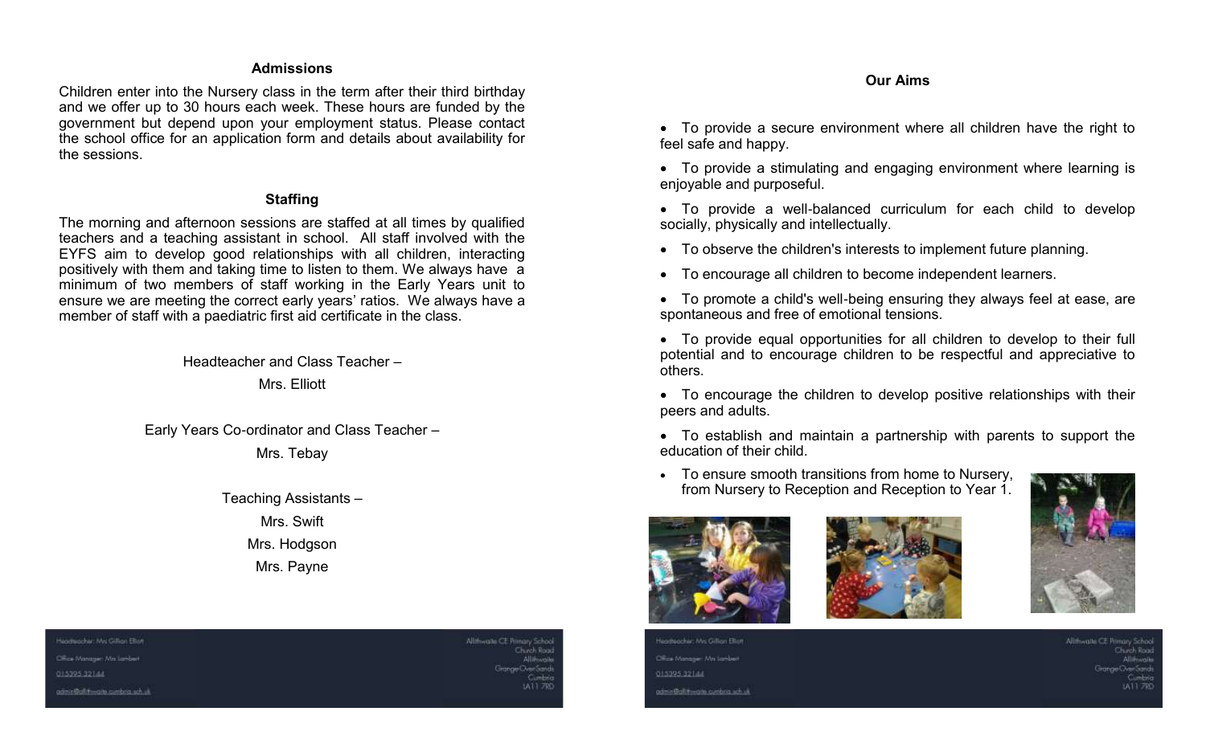## Admissions

Children enter into the Nursery class in the term after their third birthday and we offer up to 30 hours each week. These hours are funded by the government but depend upon your employment status. Please contact the school office for an application form and details about availability for the sessions.

## Staffing

The morning and afternoon sessions are staffed at all times by qualified teachers and a teaching assistant in school. All staff involved with the EYFS aim to develop good relationships with all children, interacting positively with them and taking time to listen to them. We always have a minimum of two members of staff working in the Early Years unit to ensure we are meeting the correct early years' ratios. We always have a member of staff with a paediatric first aid certificate in the class.

Headteacher and Class Teacher –

Mrs. Elliott

Early Years Co-ordinator and Class Teacher –

Mrs. Tebay

Teaching Assistants –

Mrs. Swift

Mrs. Hodgson

Mrs. Payne

## Our Aims

- To provide a secure environment where all children have the right to feel safe and happy.
- To provide a stimulating and engaging environment where learning is enjoyable and purposeful.
- To provide a well-balanced curriculum for each child to develop socially, physically and intellectually.
- To observe the children's interests to implement future planning.
- To encourage all children to become independent learners.
- To promote a child's well-being ensuring they always feel at ease, are spontaneous and free of emotional tensions.
- To provide equal opportunities for all children to develop to their full potential and to encourage children to be respectful and appreciative to others.
- To encourage the children to develop positive relationships with their peers and adults.
- To establish and maintain a partnership with parents to support the education of their child.
- To ensure smooth transitions from home to Nursery, from Nursery to Reception and Reception to Year 1.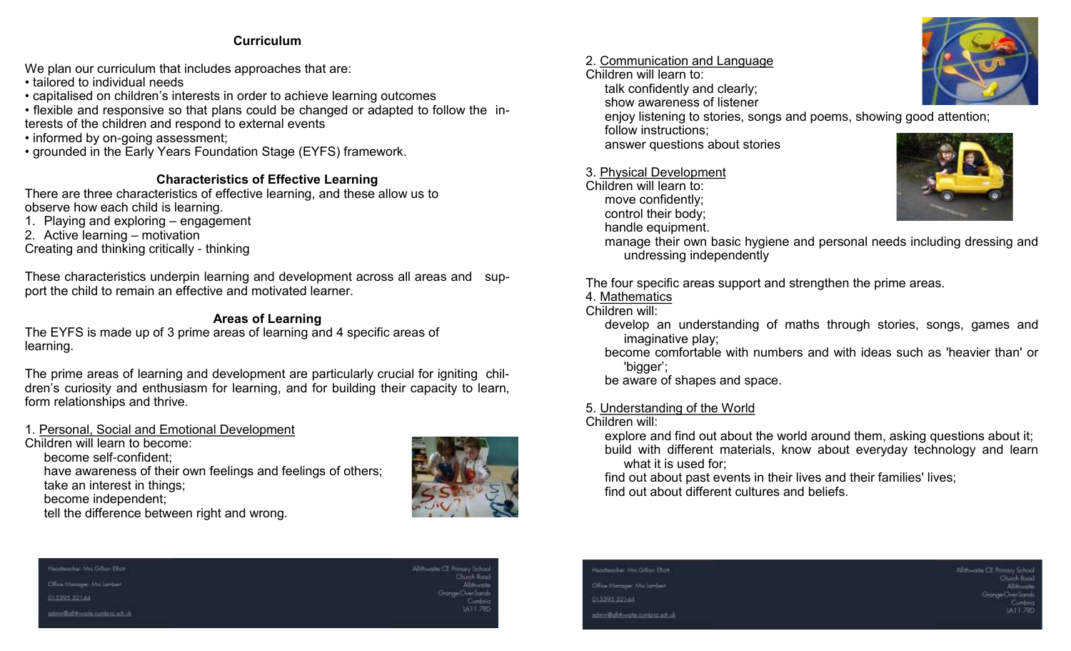## Curriculum

We plan our curriculum that includes approaches that are:

- tailored to individual needs
- capitalised on children's interests in order to achieve learning outcomes
- flexible and responsive so that plans could be changed or adapted to follow the interests of the children and respond to external events
- informed by on-going assessment;
- grounded in the Early Years Foundation Stage (EYFS) framework.

### Characteristics of Effective Learning

There are three characteristics of effective learning, and these allow us to observe how each child is learning.

1. Playing and exploring – engagement
2. Active learning – motivation

Creating and thinking critically - thinking

These characteristics underpin learning and development across all areas and support the child to remain an effective and motivated learner.

### Areas of Learning

The EYFS is made up of 3 prime areas of learning and 4 specific areas of learning.

The prime areas of learning and development are particularly crucial for igniting children's curiosity and enthusiasm for learning, and for building their capacity to learn, form relationships and thrive.

1. Personal, Social and Emotional Development

Children will learn to become:

- become self-confident;
- have awareness of their own feelings and feelings of others;
- take an interest in things;
- become independent;
- tell the difference between right and wrong.

2. Communication and Language

Children will learn to:

- talk confidently and clearly;
- show awareness of listener
- enjoy listening to stories, songs and poems, showing good attention;
- follow instructions;
- answer questions about stories

3. Physical Development

Children will learn to:

- move confidently;
- control their body;
- handle equipment.
- manage their own basic hygiene and personal needs including dressing and undressing independently

The four specific areas support and strengthen the prime areas.

4. Mathematics

Children will:

- develop an understanding of maths through stories, songs, games and imaginative play;
- become comfortable with numbers and with ideas such as 'heavier than' or 'bigger';
- be aware of shapes and space.

5. Understanding of the World

Children will:

- explore and find out about the world around them, asking questions about it;
- build with different materials, know about everyday technology and learn what it is used for;
- find out about past events in their lives and their families' lives;
- find out about different cultures and beliefs.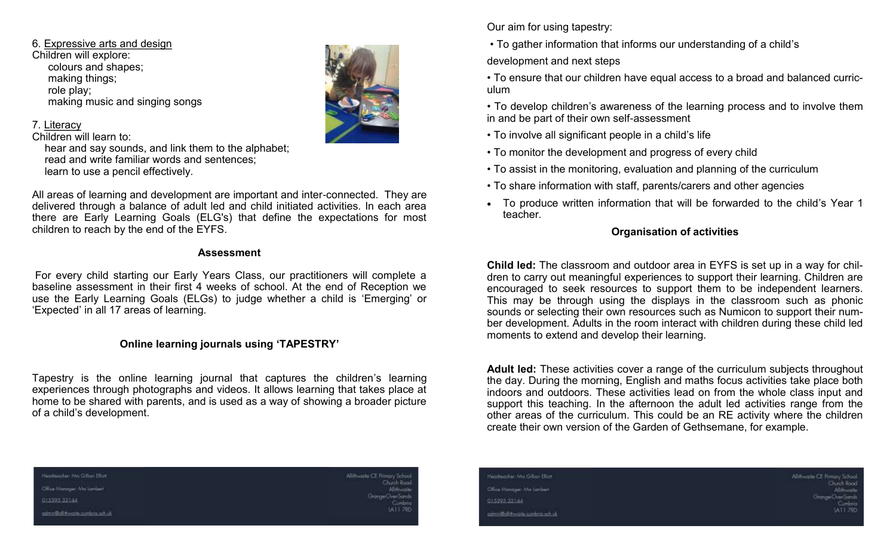6. Expressive arts and design

Children will explore:

- colours and shapes;
- making things;
- role play;
- making music and singing songs

7. Literacy

Children will learn to:

- hear and say sounds, and link them to the alphabet;
- read and write familiar words and sentences;
- learn to use a pencil effectively.

All areas of learning and development are important and inter-connected. They are delivered through a balance of adult led and child initiated activities. In each area there are Early Learning Goals (ELG's) that define the expectations for most children to reach by the end of the EYFS.

### Assessment

For every child starting our Early Years Class, our practitioners will complete a baseline assessment in their first 4 weeks of school. At the end of Reception we use the Early Learning Goals (ELGs) to judge whether a child is 'Emerging' or 'Expected' in all 17 areas of learning.

### Online learning journals using 'TAPESTRY'

Tapestry is the online learning journal that captures the children's learning experiences through photographs and videos. It allows learning that takes place at home to be shared with parents, and is used as a way of showing a broader picture of a child's development.

Our aim for using tapestry:

- To gather information that informs our understanding of a child's development and next steps
- To ensure that our children have equal access to a broad and balanced curriculum
- To develop children's awareness of the learning process and to involve them in and be part of their own self-assessment
- To involve all significant people in a child's life
- To monitor the development and progress of every child
- To assist in the monitoring, evaluation and planning of the curriculum
- To share information with staff, parents/carers and other agencies
- To produce written information that will be forwarded to the child's Year 1 teacher.

### Organisation of activities

**Child led:** The classroom and outdoor area in EYFS is set up in a way for children to carry out meaningful experiences to support their learning. Children are encouraged to seek resources to support them to be independent learners. This may be through using the displays in the classroom such as phonic sounds or selecting their own resources such as Numicon to support their number development. Adults in the room interact with children during these child led moments to extend and develop their learning.

**Adult led:** These activities cover a range of the curriculum subjects throughout the day. During the morning, English and maths focus activities take place both indoors and outdoors. These activities lead on from the whole class input and support this teaching. In the afternoon the adult led activities range from the other areas of the curriculum. This could be an RE activity where the children create their own version of the Garden of Gethsemane, for example.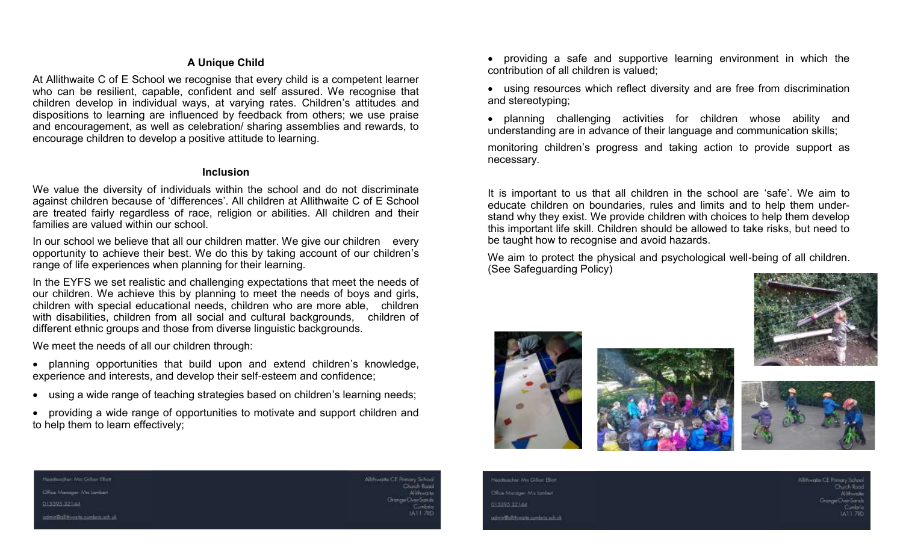## A Unique Child

At Allithwaite C of E School we recognise that every child is a competent learner who can be resilient, capable, confident and self assured. We recognise that children develop in individual ways, at varying rates. Children's attitudes and dispositions to learning are influenced by feedback from others; we use praise and encouragement, as well as celebration/ sharing assemblies and rewards, to encourage children to develop a positive attitude to learning.

## Inclusion

We value the diversity of individuals within the school and do not discriminate against children because of 'differences'. All children at Allithwaite C of E School are treated fairly regardless of race, religion or abilities. All children and their families are valued within our school.

In our school we believe that all our children matter. We give our children every opportunity to achieve their best. We do this by taking account of our children's range of life experiences when planning for their learning.

In the EYFS we set realistic and challenging expectations that meet the needs of our children. We achieve this by planning to meet the needs of boys and girls, children with special educational needs, children who are more able, children with disabilities, children from all social and cultural backgrounds, children of different ethnic groups and those from diverse linguistic backgrounds.

We meet the needs of all our children through:

- planning opportunities that build upon and extend children's knowledge, experience and interests, and develop their self-esteem and confidence;
- using a wide range of teaching strategies based on children's learning needs;
- providing a wide range of opportunities to motivate and support children and to help them to learn effectively;
- providing a safe and supportive learning environment in which the contribution of all children is valued;
- using resources which reflect diversity and are free from discrimination and stereotyping;
- planning challenging activities for children whose ability and understanding are in advance of their language and communication skills;

monitoring children's progress and taking action to provide support as necessary.

It is important to us that all children in the school are 'safe'. We aim to educate children on boundaries, rules and limits and to help them understand why they exist. We provide children with choices to help them develop this important life skill. Children should be allowed to take risks, but need to be taught how to recognise and avoid hazards.

We aim to protect the physical and psychological well-being of all children. (See Safeguarding Policy)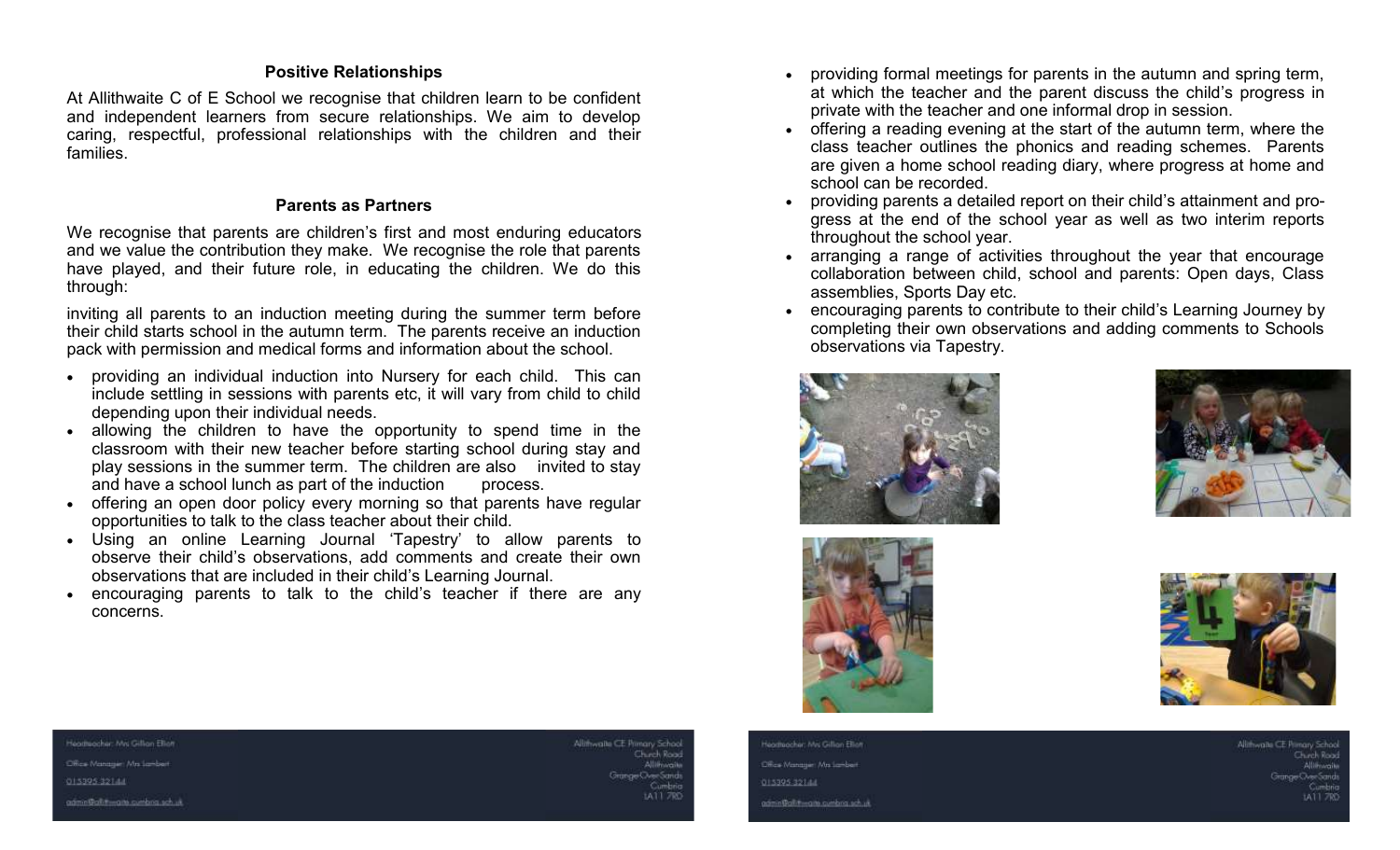## Positive Relationships

At Allithwaite C of E School we recognise that children learn to be confident and independent learners from secure relationships. We aim to develop caring, respectful, professional relationships with the children and their families.

## Parents as Partners

We recognise that parents are children's first and most enduring educators and we value the contribution they make. We recognise the role that parents have played, and their future role, in educating the children. We do this through:

inviting all parents to an induction meeting during the summer term before their child starts school in the autumn term. The parents receive an induction pack with permission and medical forms and information about the school.

- providing an individual induction into Nursery for each child. This can include settling in sessions with parents etc, it will vary from child to child depending upon their individual needs.
- allowing the children to have the opportunity to spend time in the classroom with their new teacher before starting school during stay and play sessions in the summer term. The children are also invited to stay and have a school lunch as part of the induction process.
- offering an open door policy every morning so that parents have regular opportunities to talk to the class teacher about their child.
- Using an online Learning Journal 'Tapestry' to allow parents to observe their child's observations, add comments and create their own observations that are included in their child's Learning Journal.
- encouraging parents to talk to the child's teacher if there are any concerns.
- providing formal meetings for parents in the autumn and spring term, at which the teacher and the parent discuss the child's progress in private with the teacher and one informal drop in session.
- offering a reading evening at the start of the autumn term, where the class teacher outlines the phonics and reading schemes. Parents are given a home school reading diary, where progress at home and school can be recorded.
- providing parents a detailed report on their child's attainment and progress at the end of the school year as well as two interim reports throughout the school year.
- arranging a range of activities throughout the year that encourage collaboration between child, school and parents: Open days, Class assemblies, Sports Day etc.
- encouraging parents to contribute to their child's Learning Journey by completing their own observations and adding comments to Schools observations via Tapestry.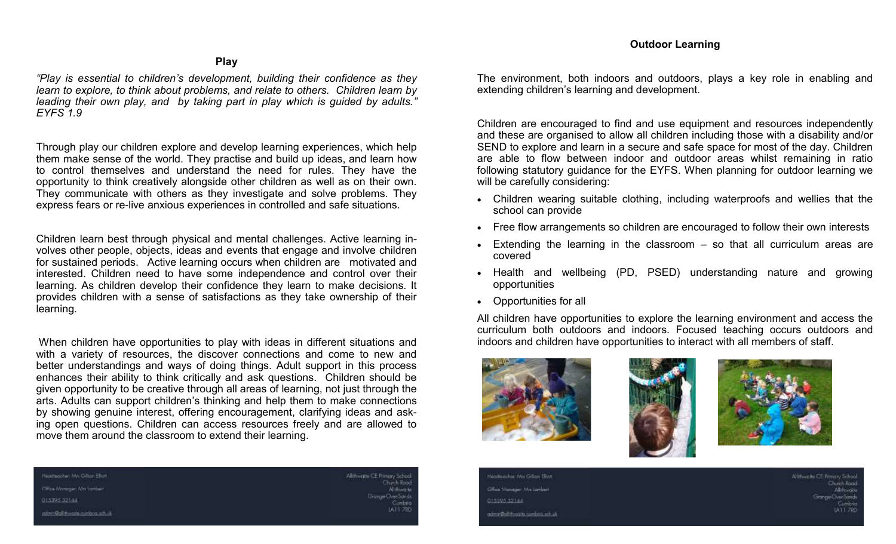## Play

*"Play is essential to children's development, building their confidence as they learn to explore, to think about problems, and relate to others. Children learn by leading their own play, and by taking part in play which is guided by adults." EYFS 1.9*

Through play our children explore and develop learning experiences, which help them make sense of the world. They practise and build up ideas, and learn how to control themselves and understand the need for rules. They have the opportunity to think creatively alongside other children as well as on their own. They communicate with others as they investigate and solve problems. They express fears or re-live anxious experiences in controlled and safe situations.

Children learn best through physical and mental challenges. Active learning involves other people, objects, ideas and events that engage and involve children for sustained periods. Active learning occurs when children are motivated and interested. Children need to have some independence and control over their learning. As children develop their confidence they learn to make decisions. It provides children with a sense of satisfactions as they take ownership of their learning.

When children have opportunities to play with ideas in different situations and with a variety of resources, the discover connections and come to new and better understandings and ways of doing things. Adult support in this process enhances their ability to think critically and ask questions. Children should be given opportunity to be creative through all areas of learning, not just through the arts. Adults can support children's thinking and help them to make connections by showing genuine interest, offering encouragement, clarifying ideas and asking open questions. Children can access resources freely and are allowed to move them around the classroom to extend their learning.

## Outdoor Learning

The environment, both indoors and outdoors, plays a key role in enabling and extending children's learning and development.

Children are encouraged to find and use equipment and resources independently and these are organised to allow all children including those with a disability and/or SEND to explore and learn in a secure and safe space for most of the day. Children are able to flow between indoor and outdoor areas whilst remaining in ratio following statutory guidance for the EYFS. When planning for outdoor learning we will be carefully considering:

- Children wearing suitable clothing, including waterproofs and wellies that the school can provide
- Free flow arrangements so children are encouraged to follow their own interests
- Extending the learning in the classroom – so that all curriculum areas are covered
- Health and wellbeing (PD, PSED) understanding nature and growing opportunities
- Opportunities for all

All children have opportunities to explore the learning environment and access the curriculum both outdoors and indoors. Focused teaching occurs outdoors and indoors and children have opportunities to interact with all members of staff.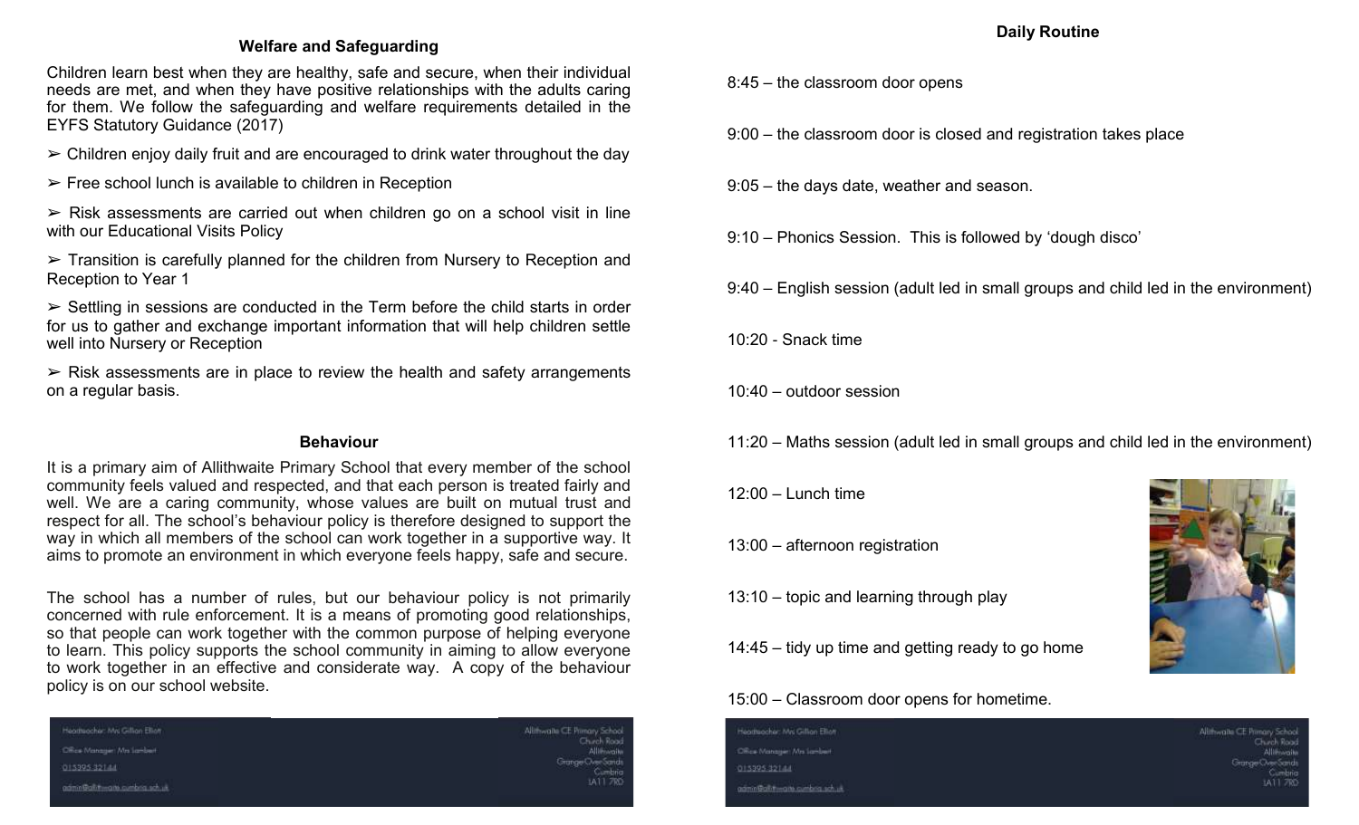## Welfare and Safeguarding

Children learn best when they are healthy, safe and secure, when their individual needs are met, and when they have positive relationships with the adults caring for them. We follow the safeguarding and welfare requirements detailed in the EYFS Statutory Guidance (2017)

- Children enjoy daily fruit and are encouraged to drink water throughout the day
- Free school lunch is available to children in Reception
- Risk assessments are carried out when children go on a school visit in line with our Educational Visits Policy
- Transition is carefully planned for the children from Nursery to Reception and Reception to Year 1
- Settling in sessions are conducted in the Term before the child starts in order for us to gather and exchange important information that will help children settle well into Nursery or Reception
- Risk assessments are in place to review the health and safety arrangements on a regular basis.

## Behaviour

It is a primary aim of Allithwaite Primary School that every member of the school community feels valued and respected, and that each person is treated fairly and well. We are a caring community, whose values are built on mutual trust and respect for all. The school's behaviour policy is therefore designed to support the way in which all members of the school can work together in a supportive way. It aims to promote an environment in which everyone feels happy, safe and secure.

The school has a number of rules, but our behaviour policy is not primarily concerned with rule enforcement. It is a means of promoting good relationships, so that people can work together with the common purpose of helping everyone to learn. This policy supports the school community in aiming to allow everyone to work together in an effective and considerate way. A copy of the behaviour policy is on our school website.

## Daily Routine

8:45 – the classroom door opens

9:00 – the classroom door is closed and registration takes place

9:05 – the days date, weather and season.

9:10 – Phonics Session. This is followed by 'dough disco'

9:40 – English session (adult led in small groups and child led in the environment)

10:20 - Snack time

10:40 – outdoor session

11:20 – Maths session (adult led in small groups and child led in the environment)

12:00 – Lunch time

13:00 – afternoon registration

13:10 – topic and learning through play

14:45 – tidy up time and getting ready to go home

15:00 – Classroom door opens for hometime.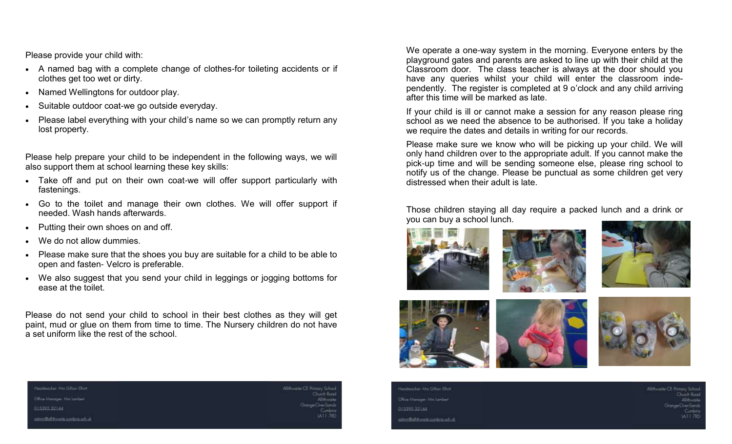Please provide your child with:

- A named bag with a complete change of clothes-for toileting accidents or if clothes get too wet or dirty.
- Named Wellingtons for outdoor play.
- Suitable outdoor coat-we go outside everyday.
- Please label everything with your child's name so we can promptly return any lost property.

Please help prepare your child to be independent in the following ways, we will also support them at school learning these key skills:

- Take off and put on their own coat-we will offer support particularly with fastenings.
- Go to the toilet and manage their own clothes. We will offer support if needed. Wash hands afterwards.
- Putting their own shoes on and off.
- We do not allow dummies.
- Please make sure that the shoes you buy are suitable for a child to be able to open and fasten- Velcro is preferable.
- We also suggest that you send your child in leggings or jogging bottoms for ease at the toilet.

Please do not send your child to school in their best clothes as they will get paint, mud or glue on them from time to time. The Nursery children do not have a set uniform like the rest of the school.

We operate a one-way system in the morning. Everyone enters by the playground gates and parents are asked to line up with their child at the Classroom door. The class teacher is always at the door should you have any queries whilst your child will enter the classroom independently. The register is completed at 9 o'clock and any child arriving after this time will be marked as late.

If your child is ill or cannot make a session for any reason please ring school as we need the absence to be authorised. If you take a holiday we require the dates and details in writing for our records.

Please make sure we know who will be picking up your child. We will only hand children over to the appropriate adult. If you cannot make the pick-up time and will be sending someone else, please ring school to notify us of the change. Please be punctual as some children get very distressed when their adult is late.

Those children staying all day require a packed lunch and a drink or you can buy a school lunch.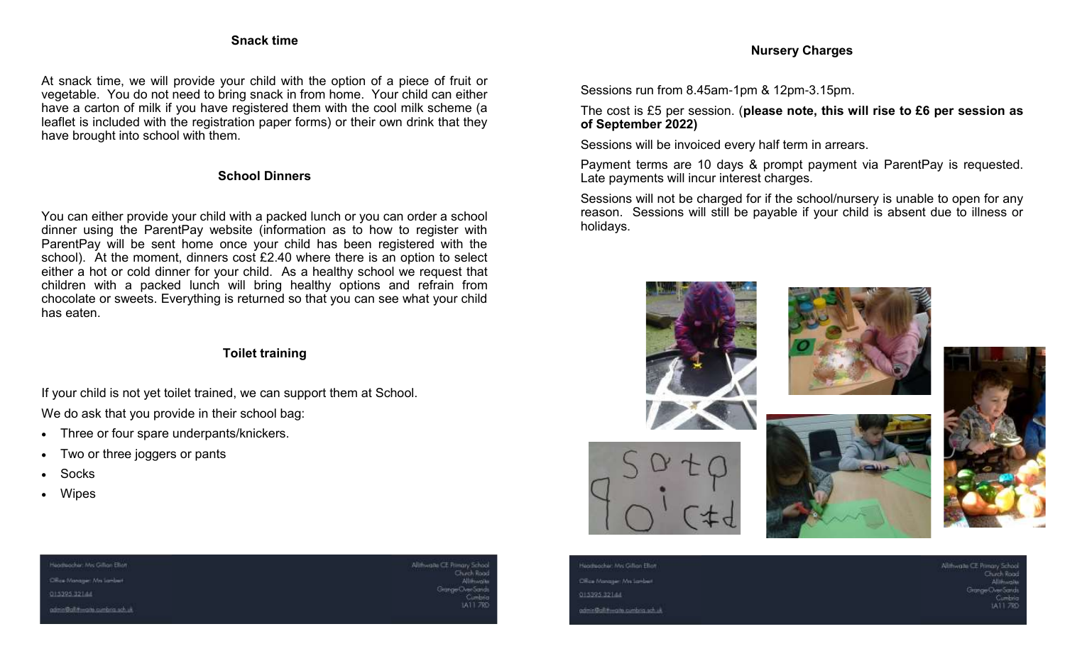### Snack time

At snack time, we will provide your child with the option of a piece of fruit or vegetable. You do not need to bring snack in from home. Your child can either have a carton of milk if you have registered them with the cool milk scheme (a leaflet is included with the registration paper forms) or their own drink that they have brought into school with them.

### School Dinners

You can either provide your child with a packed lunch or you can order a school dinner using the ParentPay website (information as to how to register with ParentPay will be sent home once your child has been registered with the school). At the moment, dinners cost £2.40 where there is an option to select either a hot or cold dinner for your child. As a healthy school we request that children with a packed lunch will bring healthy options and refrain from chocolate or sweets. Everything is returned so that you can see what your child has eaten.

### Toilet training

If your child is not yet toilet trained, we can support them at School.

We do ask that you provide in their school bag:

- Three or four spare underpants/knickers.
- Two or three joggers or pants
- Socks
- Wipes

### Nursery Charges

Sessions run from 8.45am-1pm & 12pm-3.15pm.

The cost is £5 per session. (**please note, this will rise to £6 per session as of September 2022)**

Sessions will be invoiced every half term in arrears.

Payment terms are 10 days & prompt payment via ParentPay is requested. Late payments will incur interest charges.

Sessions will not be charged for if the school/nursery is unable to open for any reason. Sessions will still be payable if your child is absent due to illness or holidays.